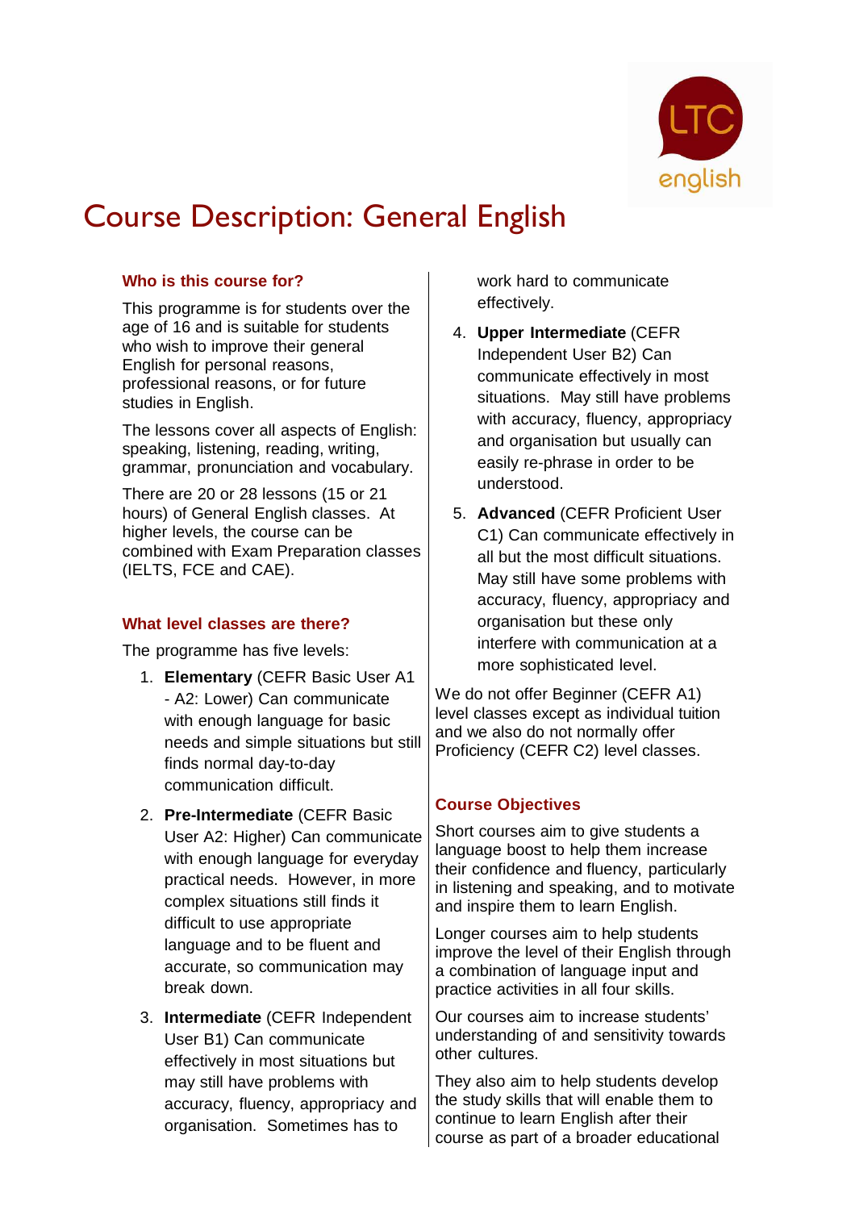# Course Description: General English

## Who is this course for?

This programme is for students over the age of 16 and is suitable for students who wish to improve their general English for personal reasons, professional reasons, or for future studies in English.

The lessons cover all aspects of English: speaking, listening, reading, writing, grammar, pronunciation and vocabulary.

There are 20 or 28 lessons (15 or 21 hours) of General English classes. At higher levels, the course can be combined with Exam Preparation classes (IELTS, FCE and CAE).

## What level classes are there?

The programme has five levels:

1. **Elementary** (CEFR Basic User A1 - A2: Lower) Can communicate with enough language for basic needs and simple situations but still finds normal day-to-day communication difficult.
2. **Pre-Intermediate** (CEFR Basic User A2: Higher) Can communicate with enough language for everyday practical needs. However, in more complex situations still finds it difficult to use appropriate language and to be fluent and accurate, so communication may break down.
3. **Intermediate** (CEFR Independent User B1) Can communicate effectively in most situations but may still have problems with accuracy, fluency, appropriacy and organisation. Sometimes has to work hard to communicate effectively.
4. **Upper Intermediate** (CEFR Independent User B2) Can communicate effectively in most situations. May still have problems with accuracy, fluency, appropriacy and organisation but usually can easily re-phrase in order to be understood.
5. **Advanced** (CEFR Proficient User C1) Can communicate effectively in all but the most difficult situations. May still have some problems with accuracy, fluency, appropriacy and organisation but these only interfere with communication at a more sophisticated level.

We do not offer Beginner (CEFR A1) level classes except as individual tuition and we also do not normally offer Proficiency (CEFR C2) level classes.

## Course Objectives

Short courses aim to give students a language boost to help them increase their confidence and fluency, particularly in listening and speaking, and to motivate and inspire them to learn English.

Longer courses aim to help students improve the level of their English through a combination of language input and practice activities in all four skills.

Our courses aim to increase students' understanding of and sensitivity towards other cultures.

They also aim to help students develop the study skills that will enable them to continue to learn English after their course as part of a broader educational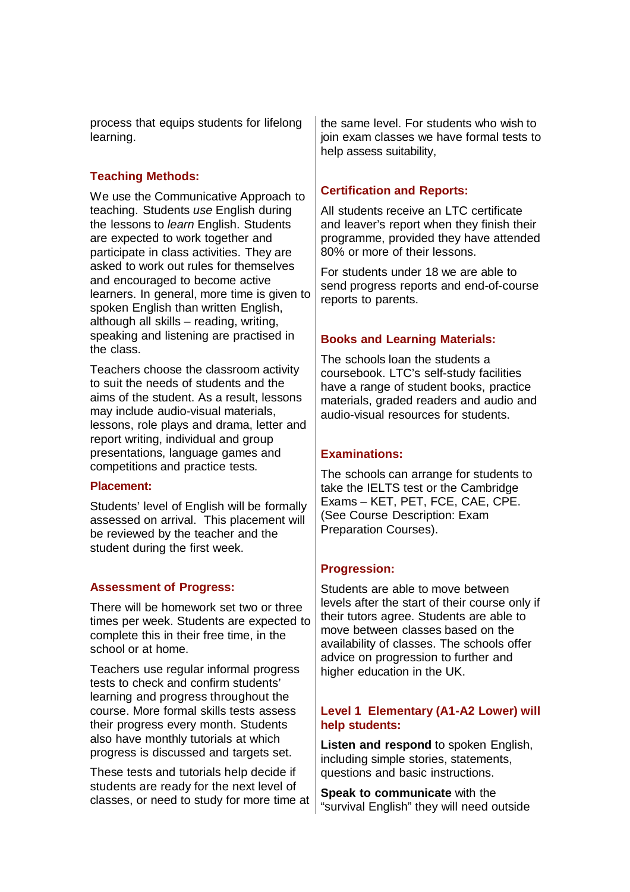process that equips students for lifelong learning.

## Teaching Methods:

We use the Communicative Approach to teaching. Students *use* English during the lessons to *learn* English. Students are expected to work together and participate in class activities. They are asked to work out rules for themselves and encouraged to become active learners. In general, more time is given to spoken English than written English, although all skills – reading, writing, speaking and listening are practised in the class.

Teachers choose the classroom activity to suit the needs of students and the aims of the student. As a result, lessons may include audio-visual materials, lessons, role plays and drama, letter and report writing, individual and group presentations, language games and competitions and practice tests.

## Placement:

Students' level of English will be formally assessed on arrival. This placement will be reviewed by the teacher and the student during the first week.

## Assessment of Progress:

There will be homework set two or three times per week. Students are expected to complete this in their free time, in the school or at home.

Teachers use regular informal progress tests to check and confirm students' learning and progress throughout the course. More formal skills tests assess their progress every month. Students also have monthly tutorials at which progress is discussed and targets set.

These tests and tutorials help decide if students are ready for the next level of classes, or need to study for more time at the same level. For students who wish to join exam classes we have formal tests to help assess suitability,

## Certification and Reports:

All students receive an LTC certificate and leaver's report when they finish their programme, provided they have attended 80% or more of their lessons.

For students under 18 we are able to send progress reports and end-of-course reports to parents.

## Books and Learning Materials:

The schools loan the students a coursebook. LTC's self-study facilities have a range of student books, practice materials, graded readers and audio and audio-visual resources for students.

## Examinations:

The schools can arrange for students to take the IELTS test or the Cambridge Exams – KET, PET, FCE, CAE, CPE. (See Course Description: Exam Preparation Courses).

## Progression:

Students are able to move between levels after the start of their course only if their tutors agree. Students are able to move between classes based on the availability of classes. The schools offer advice on progression to further and higher education in the UK.

## Level 1 Elementary (A1-A2 Lower) will help students:

**Listen and respond** to spoken English, including simple stories, statements, questions and basic instructions.

**Speak to communicate** with the "survival English" they will need outside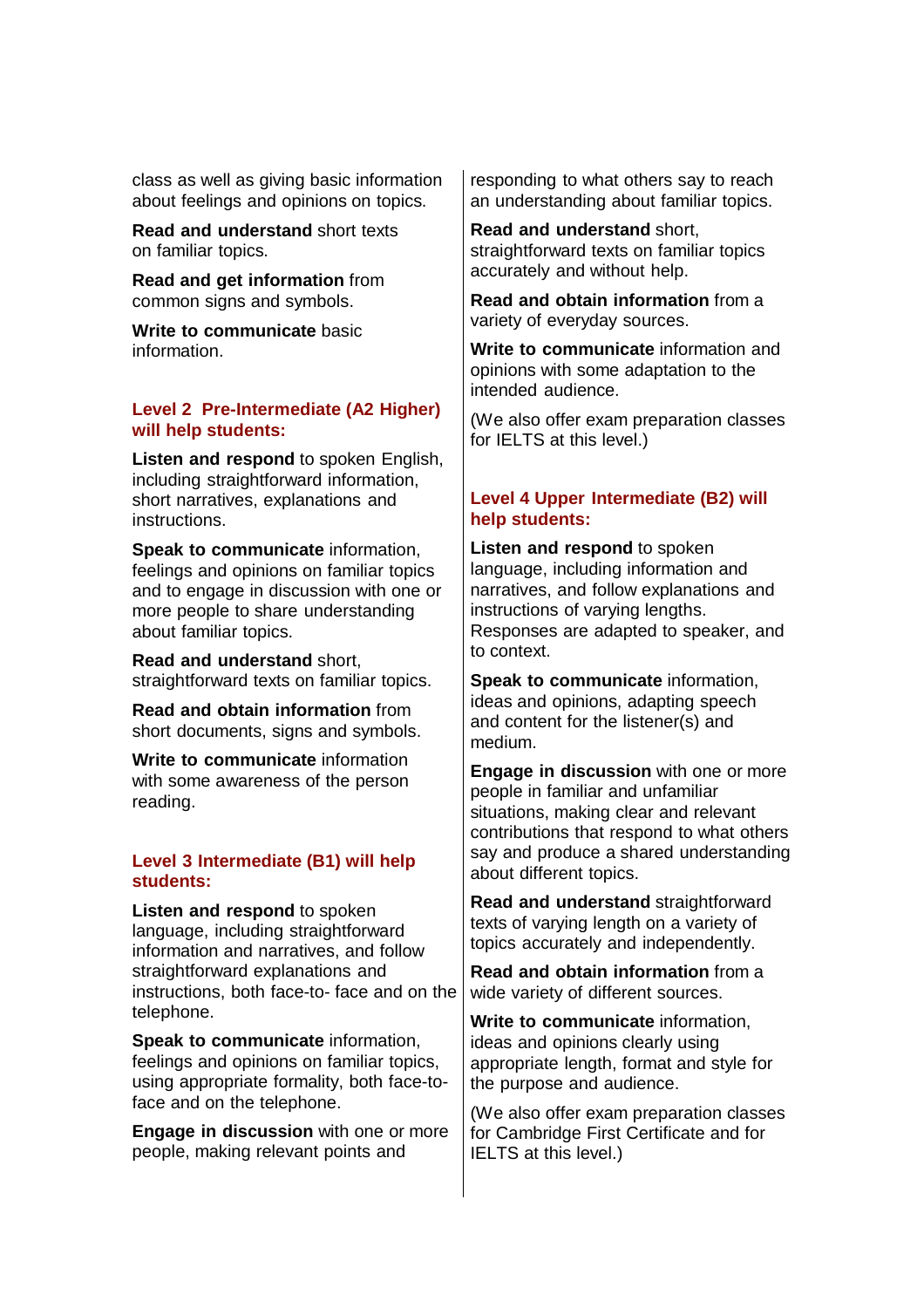class as well as giving basic information about feelings and opinions on topics.

**Read and understand** short texts on familiar topics.

**Read and get information** from common signs and symbols.

**Write to communicate** basic information.

### Level 2 Pre-Intermediate (A2 Higher) will help students:

**Listen and respond** to spoken English, including straightforward information, short narratives, explanations and instructions.

**Speak to communicate** information, feelings and opinions on familiar topics and to engage in discussion with one or more people to share understanding about familiar topics.

**Read and understand** short, straightforward texts on familiar topics.

**Read and obtain information** from short documents, signs and symbols.

**Write to communicate** information with some awareness of the person reading.

### Level 3 Intermediate (B1) will help students:

**Listen and respond** to spoken language, including straightforward information and narratives, and follow straightforward explanations and instructions, both face-to- face and on the telephone.

**Speak to communicate** information, feelings and opinions on familiar topics, using appropriate formality, both face-to-face and on the telephone.

**Engage in discussion** with one or more people, making relevant points and responding to what others say to reach an understanding about familiar topics.

**Read and understand** short, straightforward texts on familiar topics accurately and without help.

**Read and obtain information** from a variety of everyday sources.

**Write to communicate** information and opinions with some adaptation to the intended audience.

(We also offer exam preparation classes for IELTS at this level.)

### Level 4 Upper Intermediate (B2) will help students:

**Listen and respond** to spoken language, including information and narratives, and follow explanations and instructions of varying lengths. Responses are adapted to speaker, and to context.

**Speak to communicate** information, ideas and opinions, adapting speech and content for the listener(s) and medium.

**Engage in discussion** with one or more people in familiar and unfamiliar situations, making clear and relevant contributions that respond to what others say and produce a shared understanding about different topics.

**Read and understand** straightforward texts of varying length on a variety of topics accurately and independently.

**Read and obtain information** from a wide variety of different sources.

**Write to communicate** information, ideas and opinions clearly using appropriate length, format and style for the purpose and audience.

(We also offer exam preparation classes for Cambridge First Certificate and for IELTS at this level.)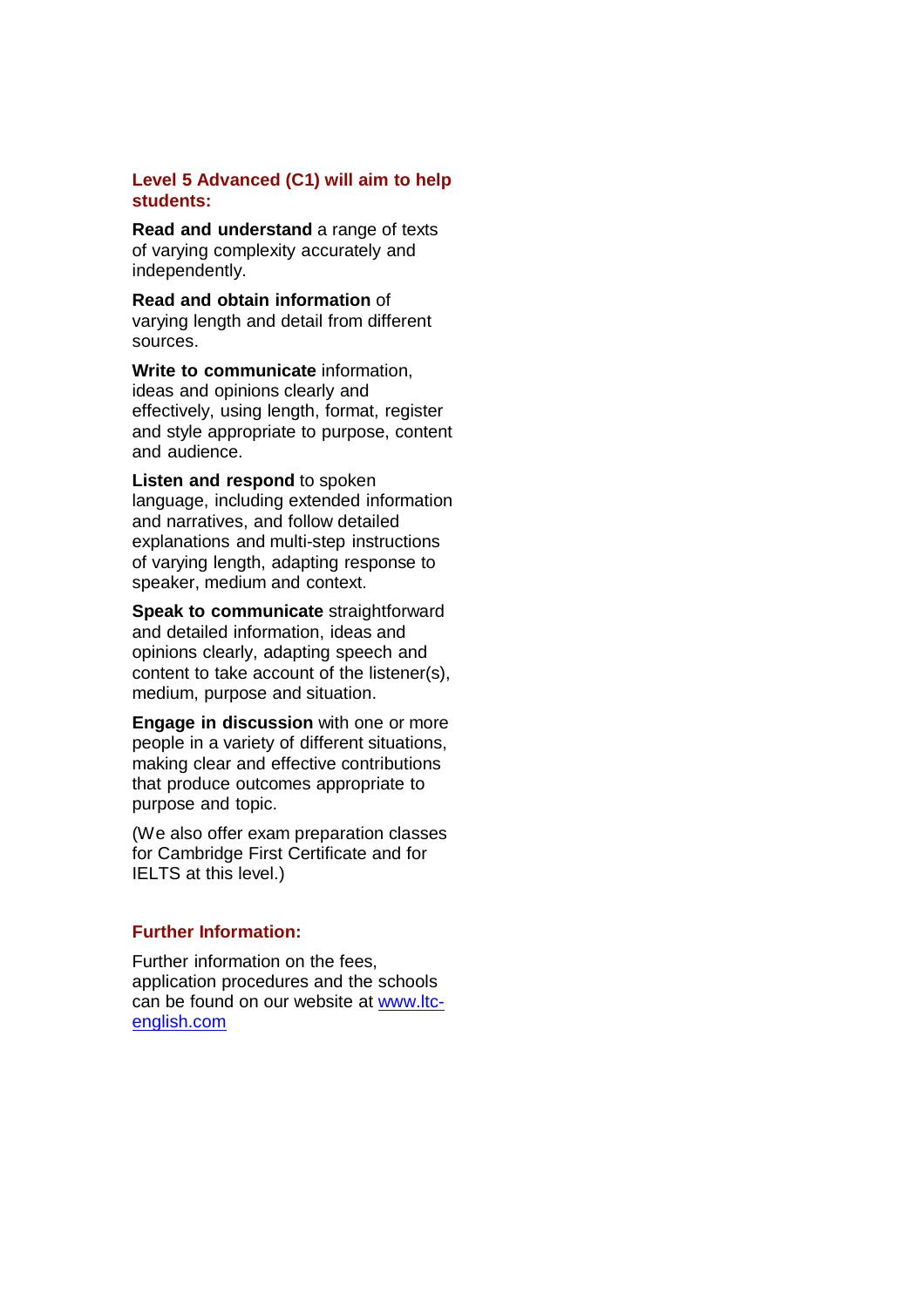### Level 5 Advanced (C1) will aim to help students:

**Read and understand** a range of texts of varying complexity accurately and independently.

**Read and obtain information** of varying length and detail from different sources.

**Write to communicate** information, ideas and opinions clearly and effectively, using length, format, register and style appropriate to purpose, content and audience.

**Listen and respond** to spoken language, including extended information and narratives, and follow detailed explanations and multi-step instructions of varying length, adapting response to speaker, medium and context.

**Speak to communicate** straightforward and detailed information, ideas and opinions clearly, adapting speech and content to take account of the listener(s), medium, purpose and situation.

**Engage in discussion** with one or more people in a variety of different situations, making clear and effective contributions that produce outcomes appropriate to purpose and topic.

(We also offer exam preparation classes for Cambridge First Certificate and for IELTS at this level.)

### Further Information:

Further information on the fees, application procedures and the schools can be found on our website at [www.ltc-english.com](http://www.ltc-english.com)